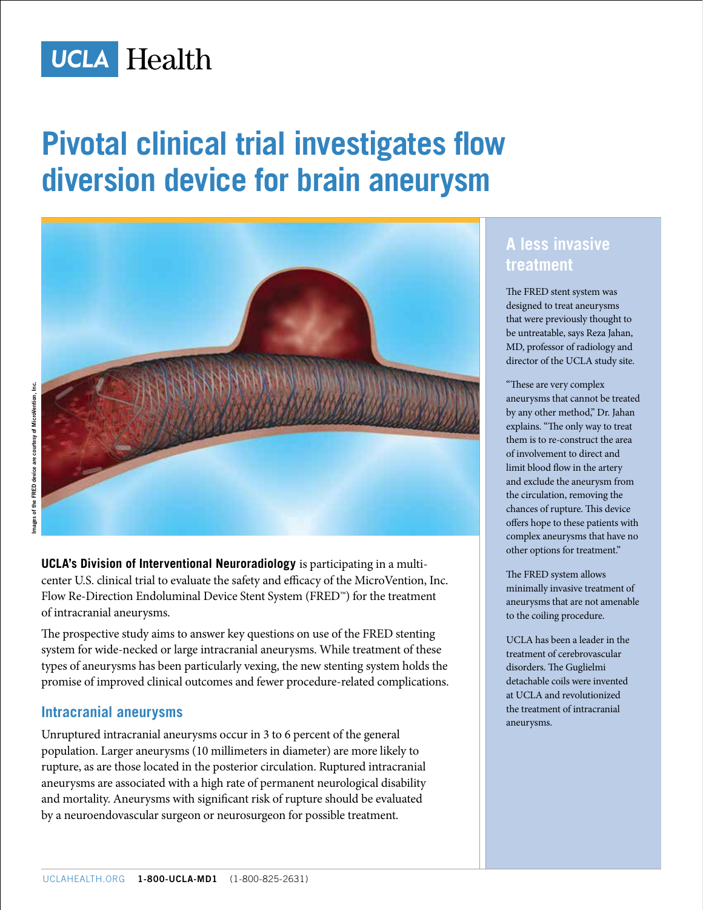UCLA Health

# Pivotal clinical trial investigates flow diversion device for brain aneurysm

Images of the FRED device are courtesy of MicroVention, Inc.

**UCLA's Division of Interventional Neuroradiology** is participating in a multi-center U.S. clinical trial to evaluate the safety and efficacy of the MicroVention, Inc. Flow Re-Direction Endoluminal Device Stent System (FRED™) for the treatment of intracranial aneurysms.

The prospective study aims to answer key questions on use of the FRED stenting system for wide-necked or large intracranial aneurysms. While treatment of these types of aneurysms has been particularly vexing, the new stenting system holds the promise of improved clinical outcomes and fewer procedure-related complications.

## Intracranial aneurysms

Unruptured intracranial aneurysms occur in 3 to 6 percent of the general population. Larger aneurysms (10 millimeters in diameter) are more likely to rupture, as are those located in the posterior circulation. Ruptured intracranial aneurysms are associated with a high rate of permanent neurological disability and mortality. Aneurysms with significant risk of rupture should be evaluated by a neuroendovascular surgeon or neurosurgeon for possible treatment.

## A less invasive treatment

The FRED stent system was designed to treat aneurysms that were previously thought to be untreatable, says Reza Jahan, MD, professor of radiology and director of the UCLA study site.

"These are very complex aneurysms that cannot be treated by any other method," Dr. Jahan explains. "The only way to treat them is to re-construct the area of involvement to direct and limit blood flow in the artery and exclude the aneurysm from the circulation, removing the chances of rupture. This device offers hope to these patients with complex aneurysms that have no other options for treatment."

The FRED system allows minimally invasive treatment of aneurysms that are not amenable to the coiling procedure.

UCLA has been a leader in the treatment of cerebrovascular disorders. The Guglielmi detachable coils were invented at UCLA and revolutionized the treatment of intracranial aneurysms.

UCLAHEALTH.ORG **1-800-UCLA-MD1** (1-800-825-2631)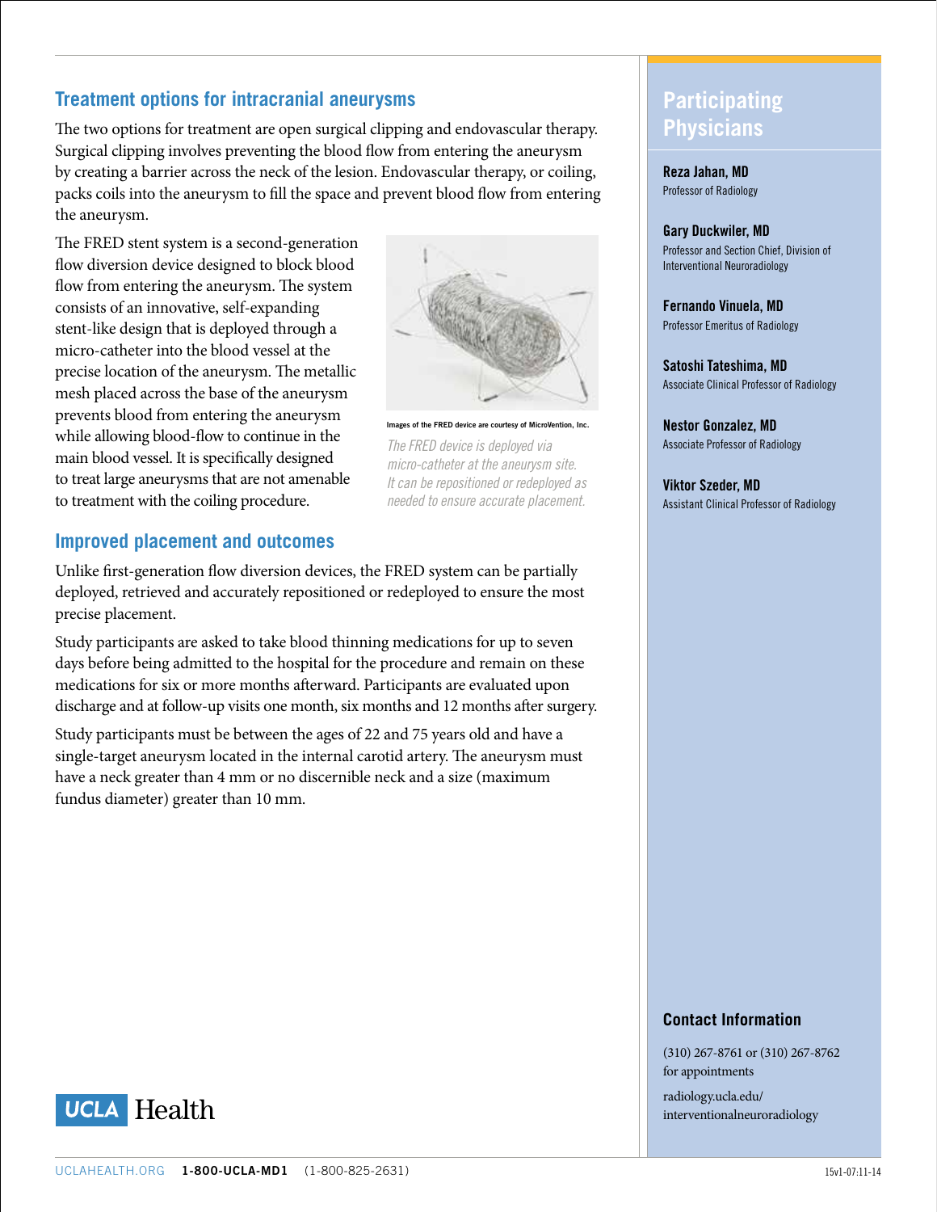## Treatment options for intracranial aneurysms

The two options for treatment are open surgical clipping and endovascular therapy. Surgical clipping involves preventing the blood flow from entering the aneurysm by creating a barrier across the neck of the lesion. Endovascular therapy, or coiling, packs coils into the aneurysm to fill the space and prevent blood flow from entering the aneurysm.

The FRED stent system is a second-generation flow diversion device designed to block blood flow from entering the aneurysm. The system consists of an innovative, self-expanding stent-like design that is deployed through a micro-catheter into the blood vessel at the precise location of the aneurysm. The metallic mesh placed across the base of the aneurysm prevents blood from entering the aneurysm while allowing blood-flow to continue in the main blood vessel. It is specifically designed to treat large aneurysms that are not amenable to treatment with the coiling procedure.

Images of the FRED device are courtesy of MicroVention, Inc.

*The FRED device is deployed via micro-catheter at the aneurysm site. It can be repositioned or redeployed as needed to ensure accurate placement.*

## Improved placement and outcomes

Unlike first-generation flow diversion devices, the FRED system can be partially deployed, retrieved and accurately repositioned or redeployed to ensure the most precise placement.

Study participants are asked to take blood thinning medications for up to seven days before being admitted to the hospital for the procedure and remain on these medications for six or more months afterward. Participants are evaluated upon discharge and at follow-up visits one month, six months and 12 months after surgery.

Study participants must be between the ages of 22 and 75 years old and have a single-target aneurysm located in the internal carotid artery. The aneurysm must have a neck greater than 4 mm or no discernible neck and a size (maximum fundus diameter) greater than 10 mm.

## Participating Physicians

**Reza Jahan, MD**
Professor of Radiology

**Gary Duckwiler, MD**
Professor and Section Chief, Division of Interventional Neuroradiology

**Fernando Vinuela, MD**
Professor Emeritus of Radiology

**Satoshi Tateshima, MD**
Associate Clinical Professor of Radiology

**Nestor Gonzalez, MD**
Associate Professor of Radiology

**Viktor Szeder, MD**
Assistant Clinical Professor of Radiology

### Contact Information

(310) 267-8761 or (310) 267-8762 for appointments

radiology.ucla.edu/interventionalneuroradiology

UCLA Health

UCLAHEALTH.ORG **1-800-UCLA-MD1** (1-800-825-2631)

15v1-07:11-14